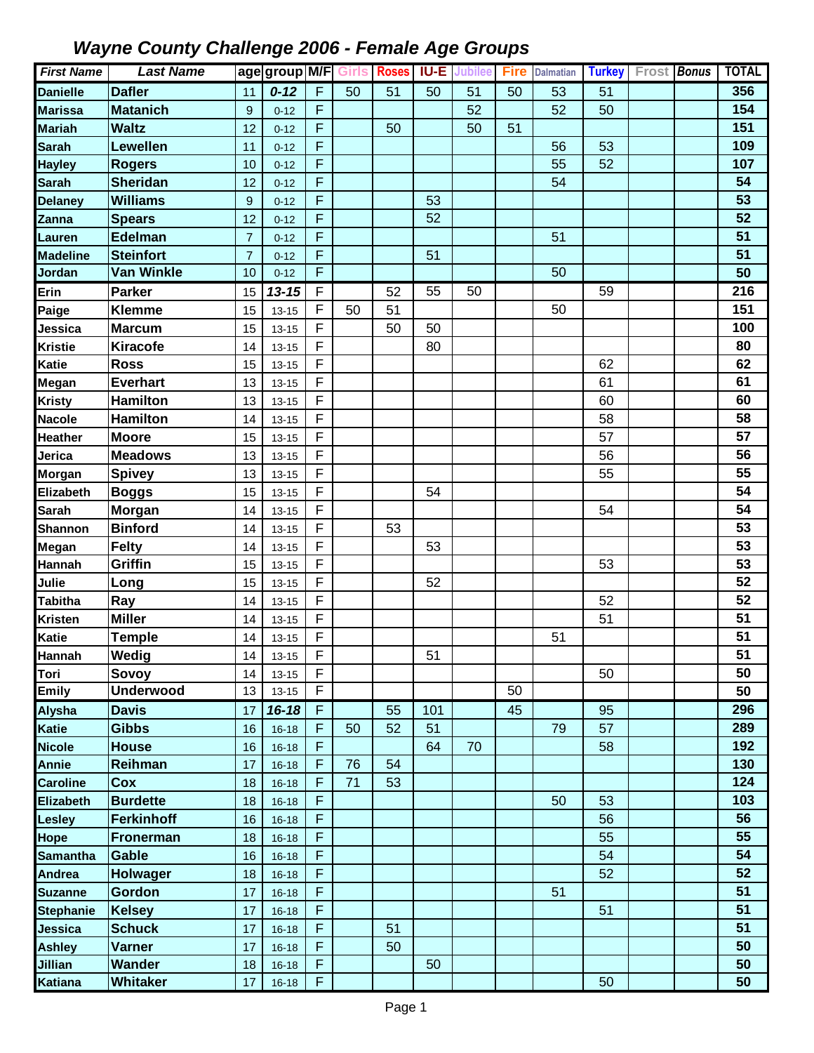# *Wayne County Challenge 2006 - Female Age Groups*

| *First Name* | *Last Name* | age | group | M/F | Girls | Roses | IU-E | Jubilee | Fire | Dalmatian | Turkey | Frost | *Bonus* | TOTAL |
|---|---|---|---|---|---|---|---|---|---|---|---|---|---|---|
| **Danielle** | **Dafler** | 11 | ***0-12*** | F | 50 | 51 | 50 | 51 | 50 | 53 | 51 | | | **356** |
| **Marissa** | **Matanich** | 9 | 0-12 | F | | | | 52 | | 52 | 50 | | | **154** |
| **Mariah** | **Waltz** | 12 | 0-12 | F | | 50 | | 50 | 51 | | | | | **151** |
| **Sarah** | **Lewellen** | 11 | 0-12 | F | | | | | | 56 | 53 | | | **109** |
| **Hayley** | **Rogers** | 10 | 0-12 | F | | | | | | 55 | 52 | | | **107** |
| **Sarah** | **Sheridan** | 12 | 0-12 | F | | | | | | 54 | | | | **54** |
| **Delaney** | **Williams** | 9 | 0-12 | F | | | 53 | | | | | | | **53** |
| **Zanna** | **Spears** | 12 | 0-12 | F | | | 52 | | | | | | | **52** |
| **Lauren** | **Edelman** | 7 | 0-12 | F | | | | | | 51 | | | | **51** |
| **Madeline** | **Steinfort** | 7 | 0-12 | F | | | 51 | | | | | | | **51** |
| **Jordan** | **Van Winkle** | 10 | 0-12 | F | | | | | | 50 | | | | **50** |
| **Erin** | **Parker** | 15 | ***13-15*** | F | | 52 | 55 | 50 | | | 59 | | | **216** |
| **Paige** | **Klemme** | 15 | 13-15 | F | 50 | 51 | | | | 50 | | | | **151** |
| **Jessica** | **Marcum** | 15 | 13-15 | F | | 50 | 50 | | | | | | | **100** |
| **Kristie** | **Kiracofe** | 14 | 13-15 | F | | | 80 | | | | | | | **80** |
| **Katie** | **Ross** | 15 | 13-15 | F | | | | | | | 62 | | | **62** |
| **Megan** | **Everhart** | 13 | 13-15 | F | | | | | | | 61 | | | **61** |
| **Kristy** | **Hamilton** | 13 | 13-15 | F | | | | | | | 60 | | | **60** |
| **Nacole** | **Hamilton** | 14 | 13-15 | F | | | | | | | 58 | | | **58** |
| **Heather** | **Moore** | 15 | 13-15 | F | | | | | | | 57 | | | **57** |
| **Jerica** | **Meadows** | 13 | 13-15 | F | | | | | | | 56 | | | **56** |
| **Morgan** | **Spivey** | 13 | 13-15 | F | | | | | | | 55 | | | **55** |
| **Elizabeth** | **Boggs** | 15 | 13-15 | F | | | 54 | | | | | | | **54** |
| **Sarah** | **Morgan** | 14 | 13-15 | F | | | | | | | 54 | | | **54** |
| **Shannon** | **Binford** | 14 | 13-15 | F | | 53 | | | | | | | | **53** |
| **Megan** | **Felty** | 14 | 13-15 | F | | | 53 | | | | | | | **53** |
| **Hannah** | **Griffin** | 15 | 13-15 | F | | | | | | | 53 | | | **53** |
| **Julie** | **Long** | 15 | 13-15 | F | | | 52 | | | | | | | **52** |
| **Tabitha** | **Ray** | 14 | 13-15 | F | | | | | | | 52 | | | **52** |
| **Kristen** | **Miller** | 14 | 13-15 | F | | | | | | | 51 | | | **51** |
| **Katie** | **Temple** | 14 | 13-15 | F | | | | | | 51 | | | | **51** |
| **Hannah** | **Wedig** | 14 | 13-15 | F | | | 51 | | | | | | | **51** |
| **Tori** | **Sovoy** | 14 | 13-15 | F | | | | | | | 50 | | | **50** |
| **Emily** | **Underwood** | 13 | 13-15 | F | | | | | 50 | | | | | **50** |
| **Alysha** | **Davis** | 17 | ***16-18*** | F | | 55 | 101 | | 45 | | 95 | | | **296** |
| **Katie** | **Gibbs** | 16 | 16-18 | F | 50 | 52 | 51 | | | 79 | 57 | | | **289** |
| **Nicole** | **House** | 16 | 16-18 | F | | | 64 | 70 | | | 58 | | | **192** |
| **Annie** | **Reihman** | 17 | 16-18 | F | 76 | 54 | | | | | | | | **130** |
| **Caroline** | **Cox** | 18 | 16-18 | F | 71 | 53 | | | | | | | | **124** |
| **Elizabeth** | **Burdette** | 18 | 16-18 | F | | | | | | 50 | 53 | | | **103** |
| **Lesley** | **Ferkinhoff** | 16 | 16-18 | F | | | | | | | 56 | | | **56** |
| **Hope** | **Fronerman** | 18 | 16-18 | F | | | | | | | 55 | | | **55** |
| **Samantha** | **Gable** | 16 | 16-18 | F | | | | | | | 54 | | | **54** |
| **Andrea** | **Holwager** | 18 | 16-18 | F | | | | | | | 52 | | | **52** |
| **Suzanne** | **Gordon** | 17 | 16-18 | F | | | | | | 51 | | | | **51** |
| **Stephanie** | **Kelsey** | 17 | 16-18 | F | | | | | | | 51 | | | **51** |
| **Jessica** | **Schuck** | 17 | 16-18 | F | | 51 | | | | | | | | **51** |
| **Ashley** | **Varner** | 17 | 16-18 | F | | 50 | | | | | | | | **50** |
| **Jillian** | **Wander** | 18 | 16-18 | F | | | 50 | | | | | | | **50** |
| **Katiana** | **Whitaker** | 17 | 16-18 | F | | | | | | | 50 | | | **50** |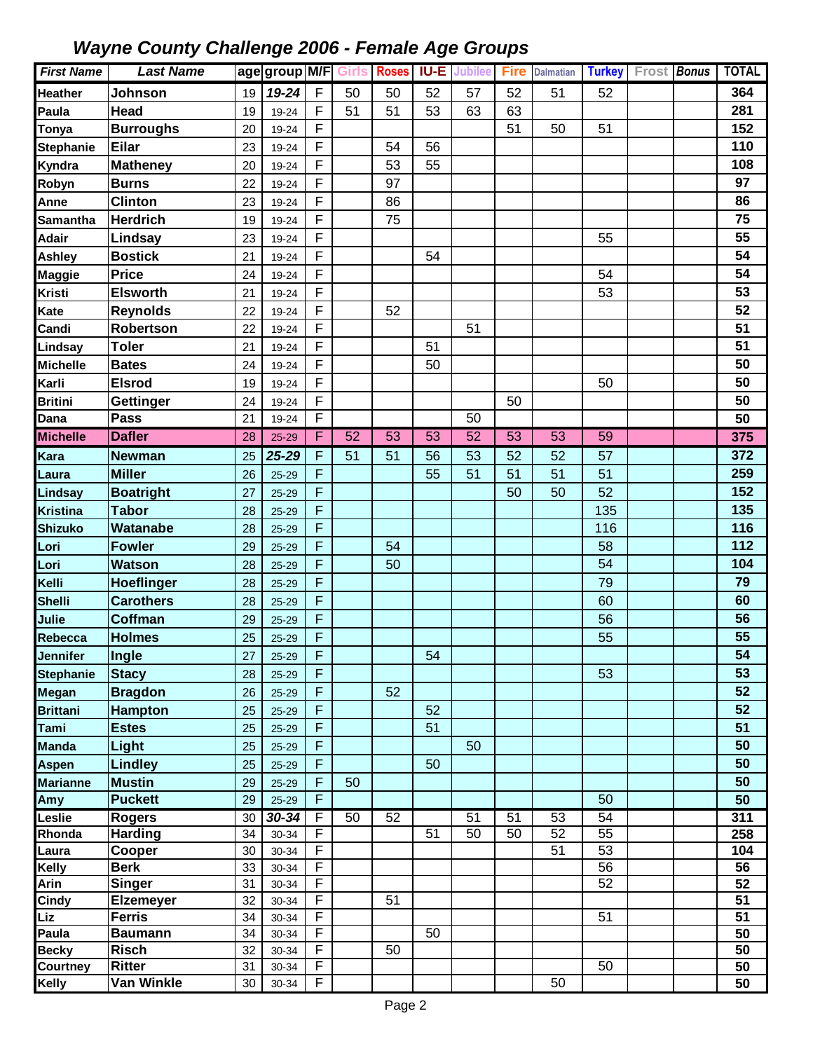## *Wayne County Challenge 2006 - Female Age Groups*

| First Name | Last Name | age | group | M/F | Girls | Roses | IU-E | Jubilee | Fire | Dalmatian | Turkey | Frost | Bonus | TOTAL |
|---|---|---|---|---|---|---|---|---|---|---|---|---|---|---|
| Heather | Johnson | 19 | 19-24 | F | 50 | 50 | 52 | 57 | 52 | 51 | 52 | | | 364 |
| Paula | Head | 19 | 19-24 | F | 51 | 51 | 53 | 63 | 63 | | | | | 281 |
| Tonya | Burroughs | 20 | 19-24 | F | | | | | 51 | 50 | 51 | | | 152 |
| Stephanie | Eilar | 23 | 19-24 | F | | 54 | 56 | | | | | | | 110 |
| Kyndra | Matheney | 20 | 19-24 | F | | 53 | 55 | | | | | | | 108 |
| Robyn | Burns | 22 | 19-24 | F | | 97 | | | | | | | | 97 |
| Anne | Clinton | 23 | 19-24 | F | | 86 | | | | | | | | 86 |
| Samantha | Herdrich | 19 | 19-24 | F | | 75 | | | | | | | | 75 |
| Adair | Lindsay | 23 | 19-24 | F | | | | | | | 55 | | | 55 |
| Ashley | Bostick | 21 | 19-24 | F | | | 54 | | | | | | | 54 |
| Maggie | Price | 24 | 19-24 | F | | | | | | | 54 | | | 54 |
| Kristi | Elsworth | 21 | 19-24 | F | | | | | | | 53 | | | 53 |
| Kate | Reynolds | 22 | 19-24 | F | | 52 | | | | | | | | 52 |
| Candi | Robertson | 22 | 19-24 | F | | | | 51 | | | | | | 51 |
| Lindsay | Toler | 21 | 19-24 | F | | | 51 | | | | | | | 51 |
| Michelle | Bates | 24 | 19-24 | F | | | 50 | | | | | | | 50 |
| Karli | Elsrod | 19 | 19-24 | F | | | | | | | 50 | | | 50 |
| Britini | Gettinger | 24 | 19-24 | F | | | | | 50 | | | | | 50 |
| Dana | Pass | 21 | 19-24 | F | | | | 50 | | | | | | 50 |
| Michelle | Dafler | 28 | 25-29 | F | 52 | 53 | 53 | 52 | 53 | 53 | 59 | | | 375 |
| Kara | Newman | 25 | 25-29 | F | 51 | 51 | 56 | 53 | 52 | 52 | 57 | | | 372 |
| Laura | Miller | 26 | 25-29 | F | | | 55 | 51 | 51 | 51 | 51 | | | 259 |
| Lindsay | Boatright | 27 | 25-29 | F | | | | | 50 | 50 | 52 | | | 152 |
| Kristina | Tabor | 28 | 25-29 | F | | | | | | | 135 | | | 135 |
| Shizuko | Watanabe | 28 | 25-29 | F | | | | | | | 116 | | | 116 |
| Lori | Fowler | 29 | 25-29 | F | | 54 | | | | | 58 | | | 112 |
| Lori | Watson | 28 | 25-29 | F | | 50 | | | | | 54 | | | 104 |
| Kelli | Hoeflinger | 28 | 25-29 | F | | | | | | | 79 | | | 79 |
| Shelli | Carothers | 28 | 25-29 | F | | | | | | | 60 | | | 60 |
| Julie | Coffman | 29 | 25-29 | F | | | | | | | 56 | | | 56 |
| Rebecca | Holmes | 25 | 25-29 | F | | | | | | | 55 | | | 55 |
| Jennifer | Ingle | 27 | 25-29 | F | | | 54 | | | | | | | 54 |
| Stephanie | Stacy | 28 | 25-29 | F | | | | | | | 53 | | | 53 |
| Megan | Bragdon | 26 | 25-29 | F | | 52 | | | | | | | | 52 |
| Brittani | Hampton | 25 | 25-29 | F | | | 52 | | | | | | | 52 |
| Tami | Estes | 25 | 25-29 | F | | | 51 | | | | | | | 51 |
| Manda | Light | 25 | 25-29 | F | | | | 50 | | | | | | 50 |
| Aspen | Lindley | 25 | 25-29 | F | | | 50 | | | | | | | 50 |
| Marianne | Mustin | 29 | 25-29 | F | 50 | | | | | | | | | 50 |
| Amy | Puckett | 29 | 25-29 | F | | | | | | | 50 | | | 50 |
| Leslie | Rogers | 30 | 30-34 | F | 50 | 52 | | 51 | 51 | 53 | 54 | | | 311 |
| Rhonda | Harding | 34 | 30-34 | F | | | 51 | 50 | 50 | 52 | 55 | | | 258 |
| Laura | Cooper | 30 | 30-34 | F | | | | | | 51 | 53 | | | 104 |
| Kelly | Berk | 33 | 30-34 | F | | | | | | | 56 | | | 56 |
| Arin | Singer | 31 | 30-34 | F | | | | | | | 52 | | | 52 |
| Cindy | Elzemeyer | 32 | 30-34 | F | | 51 | | | | | | | | 51 |
| Liz | Ferris | 34 | 30-34 | F | | | | | | | 51 | | | 51 |
| Paula | Baumann | 34 | 30-34 | F | | | 50 | | | | | | | 50 |
| Becky | Risch | 32 | 30-34 | F | | 50 | | | | | | | | 50 |
| Courtney | Ritter | 31 | 30-34 | F | | | | | | | 50 | | | 50 |
| Kelly | Van Winkle | 30 | 30-34 | F | | | | | | 50 | | | | 50 |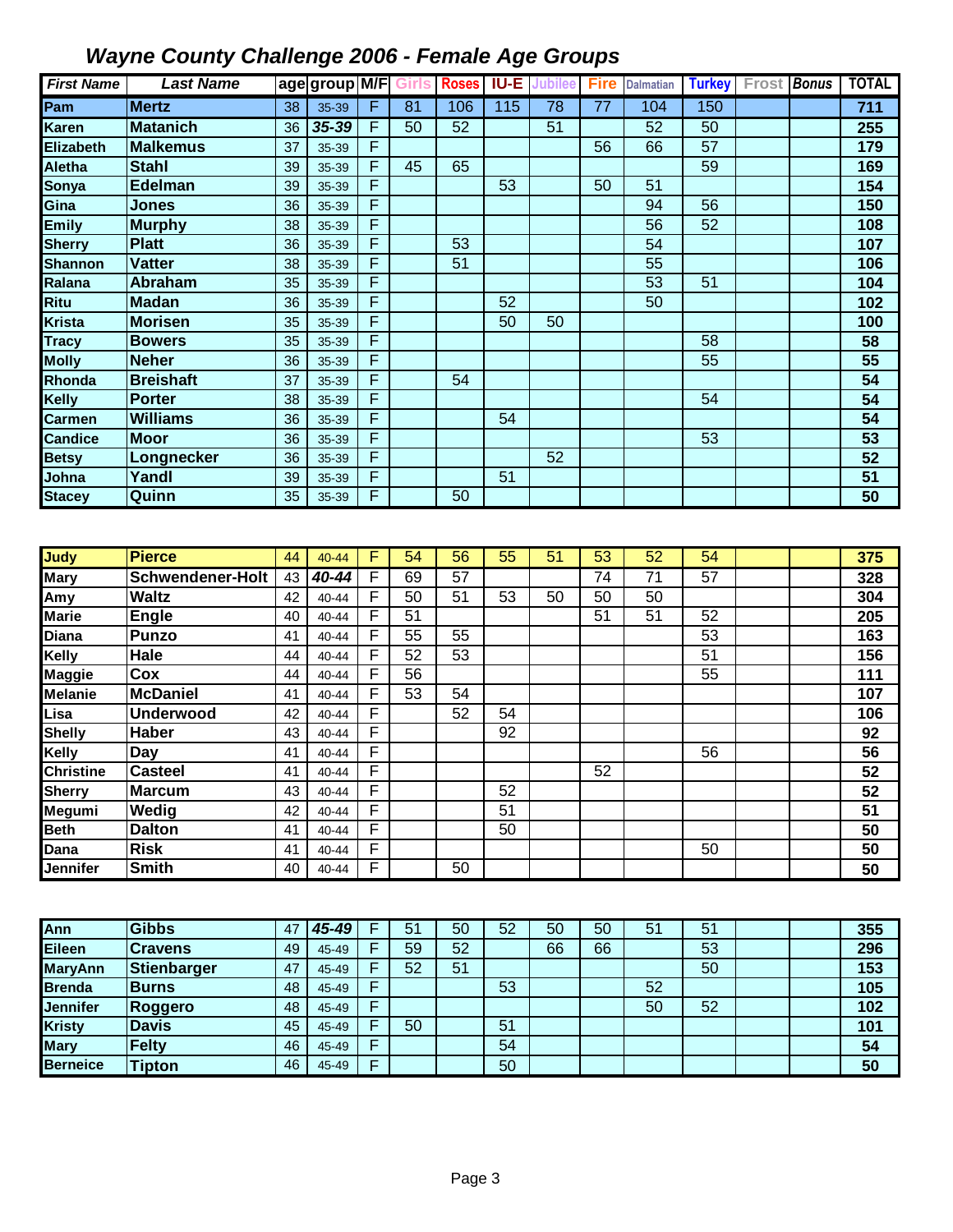## *Wayne County Challenge 2006 - Female Age Groups*

| First Name | Last Name | age | group | M/F | Girls | Roses | IU-E | Jubilee | Fire | Dalmatian | Turkey | Frost | Bonus | TOTAL |
|---|---|---|---|---|---|---|---|---|---|---|---|---|---|---|
| Pam | Mertz | 38 | 35-39 | F | 81 | 106 | 115 | 78 | 77 | 104 | 150 | | | 711 |
| Karen | Matanich | 36 | 35-39 | F | 50 | 52 | | 51 | | 52 | 50 | | | 255 |
| Elizabeth | Malkemus | 37 | 35-39 | F | | | | | 56 | 66 | 57 | | | 179 |
| Aletha | Stahl | 39 | 35-39 | F | 45 | 65 | | | | | 59 | | | 169 |
| Sonya | Edelman | 39 | 35-39 | F | | | 53 | | 50 | 51 | | | | 154 |
| Gina | Jones | 36 | 35-39 | F | | | | | | 94 | 56 | | | 150 |
| Emily | Murphy | 38 | 35-39 | F | | | | | | 56 | 52 | | | 108 |
| Sherry | Platt | 36 | 35-39 | F | | 53 | | | | 54 | | | | 107 |
| Shannon | Vatter | 38 | 35-39 | F | | 51 | | | | 55 | | | | 106 |
| Ralana | Abraham | 35 | 35-39 | F | | | | | | 53 | 51 | | | 104 |
| Ritu | Madan | 36 | 35-39 | F | | | 52 | | | 50 | | | | 102 |
| Krista | Morisen | 35 | 35-39 | F | | | 50 | 50 | | | | | | 100 |
| Tracy | Bowers | 35 | 35-39 | F | | | | | | | 58 | | | 58 |
| Molly | Neher | 36 | 35-39 | F | | | | | | | 55 | | | 55 |
| Rhonda | Breishaft | 37 | 35-39 | F | | 54 | | | | | | | | 54 |
| Kelly | Porter | 38 | 35-39 | F | | | | | | | 54 | | | 54 |
| Carmen | Williams | 36 | 35-39 | F | | | 54 | | | | | | | 54 |
| Candice | Moor | 36 | 35-39 | F | | | | | | | 53 | | | 53 |
| Betsy | Longnecker | 36 | 35-39 | F | | | | 52 | | | | | | 52 |
| Johna | Yandl | 39 | 35-39 | F | | | 51 | | | | | | | 51 |
| Stacey | Quinn | 35 | 35-39 | F | | 50 | | | | | | | | 50 |

| First Name | Last Name | age | group | M/F | Girls | Roses | IU-E | Jubilee | Fire | Dalmatian | Turkey | Frost | Bonus | TOTAL |
|---|---|---|---|---|---|---|---|---|---|---|---|---|---|---|
| Judy | Pierce | 44 | 40-44 | F | 54 | 56 | 55 | 51 | 53 | 52 | 54 | | | 375 |
| Mary | Schwendener-Holt | 43 | 40-44 | F | 69 | 57 | | | 74 | 71 | 57 | | | 328 |
| Amy | Waltz | 42 | 40-44 | F | 50 | 51 | 53 | 50 | 50 | 50 | | | | 304 |
| Marie | Engle | 40 | 40-44 | F | 51 | | | | 51 | 51 | 52 | | | 205 |
| Diana | Punzo | 41 | 40-44 | F | 55 | 55 | | | | | 53 | | | 163 |
| Kelly | Hale | 44 | 40-44 | F | 52 | 53 | | | | | 51 | | | 156 |
| Maggie | Cox | 44 | 40-44 | F | 56 | | | | | | 55 | | | 111 |
| Melanie | McDaniel | 41 | 40-44 | F | 53 | 54 | | | | | | | | 107 |
| Lisa | Underwood | 42 | 40-44 | F | | 52 | 54 | | | | | | | 106 |
| Shelly | Haber | 43 | 40-44 | F | | | 92 | | | | | | | 92 |
| Kelly | Day | 41 | 40-44 | F | | | | | | | 56 | | | 56 |
| Christine | Casteel | 41 | 40-44 | F | | | | | 52 | | | | | 52 |
| Sherry | Marcum | 43 | 40-44 | F | | | 52 | | | | | | | 52 |
| Megumi | Wedig | 42 | 40-44 | F | | | 51 | | | | | | | 51 |
| Beth | Dalton | 41 | 40-44 | F | | | 50 | | | | | | | 50 |
| Dana | Risk | 41 | 40-44 | F | | | | | | | 50 | | | 50 |
| Jennifer | Smith | 40 | 40-44 | F | | 50 | | | | | | | | 50 |

| First Name | Last Name | age | group | M/F | Girls | Roses | IU-E | Jubilee | Fire | Dalmatian | Turkey | Frost | Bonus | TOTAL |
|---|---|---|---|---|---|---|---|---|---|---|---|---|---|---|
| Ann | Gibbs | 47 | 45-49 | F | 51 | 50 | 52 | 50 | 50 | 51 | 51 | | | 355 |
| Eileen | Cravens | 49 | 45-49 | F | 59 | 52 | | 66 | 66 | | 53 | | | 296 |
| MaryAnn | Stienbarger | 47 | 45-49 | F | 52 | 51 | | | | | 50 | | | 153 |
| Brenda | Burns | 48 | 45-49 | F | | | 53 | | | 52 | | | | 105 |
| Jennifer | Roggero | 48 | 45-49 | F | | | | | | 50 | 52 | | | 102 |
| Kristy | Davis | 45 | 45-49 | F | 50 | | 51 | | | | | | | 101 |
| Mary | Felty | 46 | 45-49 | F | | | 54 | | | | | | | 54 |
| Berneice | Tipton | 46 | 45-49 | F | | | 50 | | | | | | | 50 |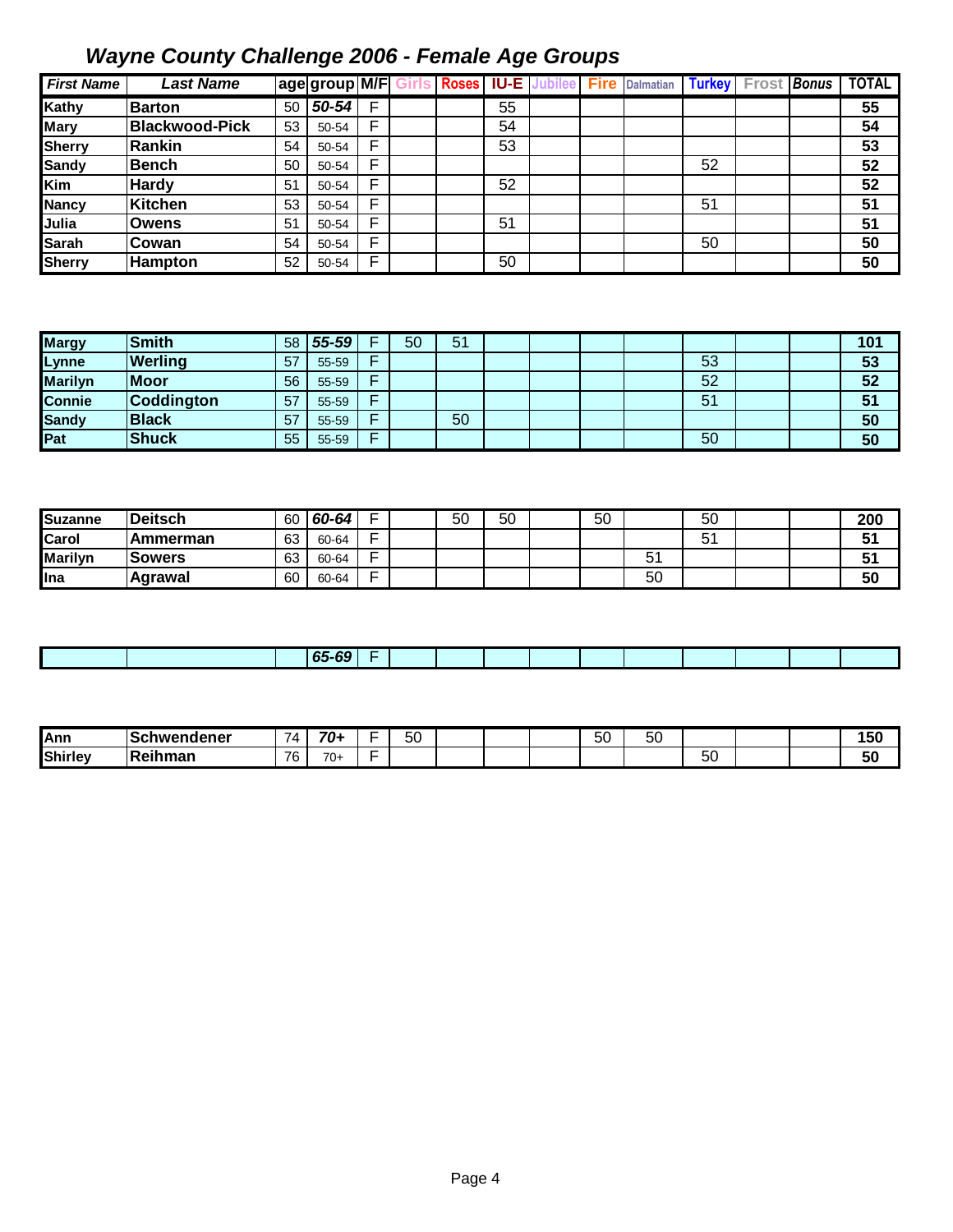# Wayne County Challenge 2006 - Female Age Groups

| First Name | Last Name | age | group | M/F | Girls | Roses | IU-E | Jubilee | Fire | Dalmatian | Turkey | Frost | Bonus | TOTAL |
|---|---|---|---|---|---|---|---|---|---|---|---|---|---|---|
| Kathy | Barton | 50 | 50-54 | F | | | 55 | | | | | | | 55 |
| Mary | Blackwood-Pick | 53 | 50-54 | F | | | 54 | | | | | | | 54 |
| Sherry | Rankin | 54 | 50-54 | F | | | 53 | | | | | | | 53 |
| Sandy | Bench | 50 | 50-54 | F | | | | | | | 52 | | | 52 |
| Kim | Hardy | 51 | 50-54 | F | | | 52 | | | | | | | 52 |
| Nancy | Kitchen | 53 | 50-54 | F | | | | | | | 51 | | | 51 |
| Julia | Owens | 51 | 50-54 | F | | | 51 | | | | | | | 51 |
| Sarah | Cowan | 54 | 50-54 | F | | | | | | | 50 | | | 50 |
| Sherry | Hampton | 52 | 50-54 | F | | | 50 | | | | | | | 50 |
| | | | | | | | | | | | | | | |
| Margy | Smith | 58 | 55-59 | F | 50 | 51 | | | | | | | | 101 |
| Lynne | Werling | 57 | 55-59 | F | | | | | | | 53 | | | 53 |
| Marilyn | Moor | 56 | 55-59 | F | | | | | | | 52 | | | 52 |
| Connie | Coddington | 57 | 55-59 | F | | | | | | | 51 | | | 51 |
| Sandy | Black | 57 | 55-59 | F | | 50 | | | | | | | | 50 |
| Pat | Shuck | 55 | 55-59 | F | | | | | | | 50 | | | 50 |
| | | | | | | | | | | | | | | |
| Suzanne | Deitsch | 60 | 60-64 | F | | 50 | 50 | | 50 | | 50 | | | 200 |
| Carol | Ammerman | 63 | 60-64 | F | | | | | | | 51 | | | 51 |
| Marilyn | Sowers | 63 | 60-64 | F | | | | | | 51 | | | | 51 |
| Ina | Agrawal | 60 | 60-64 | F | | | | | | 50 | | | | 50 |
| | | | | | | | | | | | | | | |
| | | | 65-69 | F | | | | | | | | | | |
| | | | | | | | | | | | | | | |
| Ann | Schwendener | 74 | 70+ | F | 50 | | | | 50 | 50 | | | | 150 |
| Shirley | Reihman | 76 | 70+ | F | | | | | | | 50 | | | 50 |